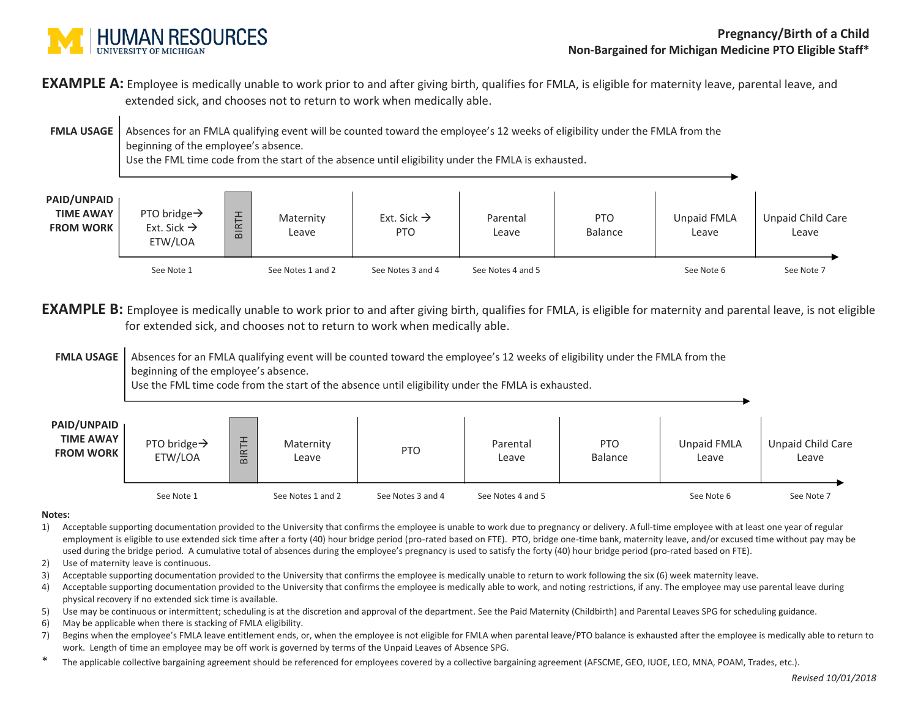# Pregnancy/Birth of a Child

**Non-Bargained for Michigan Medicine PTO Eligible Staff***

**EXAMPLE A:** Employee is medically unable to work prior to and after giving birth, qualifies for FMLA, is eligible for maternity leave, parental leave, and extended sick, and chooses not to return to work when medically able.

**FMLA USAGE**: Absences for an FMLA qualifying event will be counted toward the employee's 12 weeks of eligibility under the FMLA from the beginning of the employee's absence.
Use the FML time code from the start of the absence until eligibility under the FMLA is exhausted.

| PAID/UNPAID TIME AWAY FROM WORK | PTO bridge→ Ext. Sick → ETW/LOA | BIRTH | Maternity Leave | Ext. Sick → PTO | Parental Leave | PTO Balance | Unpaid FMLA Leave | Unpaid Child Care Leave |
|---|---|---|---|---|---|---|---|---|
| | See Note 1 | | See Notes 1 and 2 | See Notes 3 and 4 | See Notes 4 and 5 | | See Note 6 | See Note 7 |

**EXAMPLE B:** Employee is medically unable to work prior to and after giving birth, qualifies for FMLA, is eligible for maternity and parental leave, is not eligible for extended sick, and chooses not to return to work when medically able.

**FMLA USAGE**: Absences for an FMLA qualifying event will be counted toward the employee's 12 weeks of eligibility under the FMLA from the beginning of the employee's absence.
Use the FML time code from the start of the absence until eligibility under the FMLA is exhausted.

| PAID/UNPAID TIME AWAY FROM WORK | PTO bridge→ ETW/LOA | BIRTH | Maternity Leave | PTO | Parental Leave | PTO Balance | Unpaid FMLA Leave | Unpaid Child Care Leave |
|---|---|---|---|---|---|---|---|---|
| | See Note 1 | | See Notes 1 and 2 | See Notes 3 and 4 | See Notes 4 and 5 | | See Note 6 | See Note 7 |

**Notes:**

1) Acceptable supporting documentation provided to the University that confirms the employee is unable to work due to pregnancy or delivery. A full-time employee with at least one year of regular employment is eligible to use extended sick time after a forty (40) hour bridge period (pro-rated based on FTE). PTO, bridge one-time bank, maternity leave, and/or excused time without pay may be used during the bridge period. A cumulative total of absences during the employee's pregnancy is used to satisfy the forty (40) hour bridge period (pro-rated based on FTE).
2) Use of maternity leave is continuous.
3) Acceptable supporting documentation provided to the University that confirms the employee is medically unable to return to work following the six (6) week maternity leave.
4) Acceptable supporting documentation provided to the University that confirms the employee is medically able to work, and noting restrictions, if any. The employee may use parental leave during physical recovery if no extended sick time is available.
5) Use may be continuous or intermittent; scheduling is at the discretion and approval of the department. See the Paid Maternity (Childbirth) and Parental Leaves SPG for scheduling guidance.
6) May be applicable when there is stacking of FMLA eligibility.
7) Begins when the employee's FMLA leave entitlement ends, or, when the employee is not eligible for FMLA when parental leave/PTO balance is exhausted after the employee is medically able to return to work. Length of time an employee may be off work is governed by terms of the Unpaid Leaves of Absence SPG.

\* The applicable collective bargaining agreement should be referenced for employees covered by a collective bargaining agreement (AFSCME, GEO, IUOE, LEO, MNA, POAM, Trades, etc.).

*Revised 10/01/2018*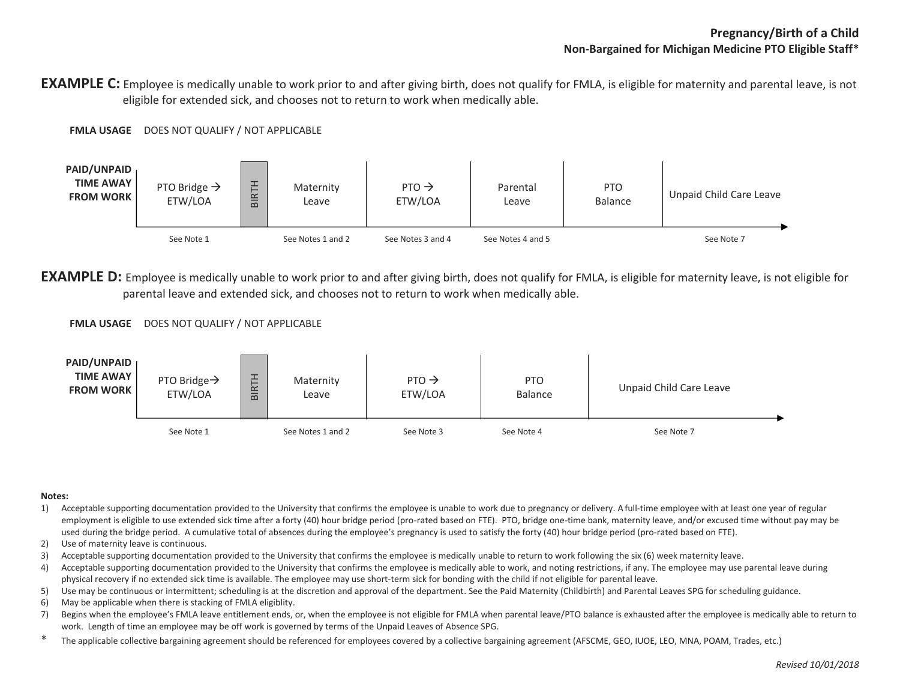## Pregnancy/Birth of a Child
**Non-Bargained for Michigan Medicine PTO Eligible Staff***

**EXAMPLE C:** Employee is medically unable to work prior to and after giving birth, does not qualify for FMLA, is eligible for maternity and parental leave, is not eligible for extended sick, and chooses not to return to work when medically able.

**FMLA USAGE** DOES NOT QUALIFY / NOT APPLICABLE

**PAID/UNPAID TIME AWAY FROM WORK**

PTO Bridge → ETW/LOA
See Note 1

BIRTH

Maternity Leave
See Notes 1 and 2

PTO → ETW/LOA
See Notes 3 and 4

Parental Leave
See Notes 4 and 5

PTO Balance

Unpaid Child Care Leave
See Note 7

**EXAMPLE D:** Employee is medically unable to work prior to and after giving birth, does not qualify for FMLA, is eligible for maternity leave, is not eligible for parental leave and extended sick, and chooses not to return to work when medically able.

**FMLA USAGE** DOES NOT QUALIFY / NOT APPLICABLE

**PAID/UNPAID TIME AWAY FROM WORK**

PTO Bridge→ ETW/LOA
See Note 1

BIRTH

Maternity Leave
See Notes 1 and 2

PTO → ETW/LOA
See Note 3

PTO Balance
See Note 4

Unpaid Child Care Leave
See Note 7

**Notes:**

1) Acceptable supporting documentation provided to the University that confirms the employee is unable to work due to pregnancy or delivery. A full-time employee with at least one year of regular employment is eligible to use extended sick time after a forty (40) hour bridge period (pro-rated based on FTE). PTO, bridge one-time bank, maternity leave, and/or excused time without pay may be used during the bridge period. A cumulative total of absences during the employee's pregnancy is used to satisfy the forty (40) hour bridge period (pro-rated based on FTE).
2) Use of maternity leave is continuous.
3) Acceptable supporting documentation provided to the University that confirms the employee is medically unable to return to work following the six (6) week maternity leave.
4) Acceptable supporting documentation provided to the University that confirms the employee is medically able to work, and noting restrictions, if any. The employee may use parental leave during physical recovery if no extended sick time is available. The employee may use short-term sick for bonding with the child if not eligible for parental leave.
5) Use may be continuous or intermittent; scheduling is at the discretion and approval of the department. See the Paid Maternity (Childbirth) and Parental Leaves SPG for scheduling guidance.
6) May be applicable when there is stacking of FMLA eligiblity.
7) Begins when the employee's FMLA leave entitlement ends, or, when the employee is not eligible for FMLA when parental leave/PTO balance is exhausted after the employee is medically able to return to work. Length of time an employee may be off work is governed by terms of the Unpaid Leaves of Absence SPG.

\* The applicable collective bargaining agreement should be referenced for employees covered by a collective bargaining agreement (AFSCME, GEO, IUOE, LEO, MNA, POAM, Trades, etc.)

*Revised 10/01/2018*